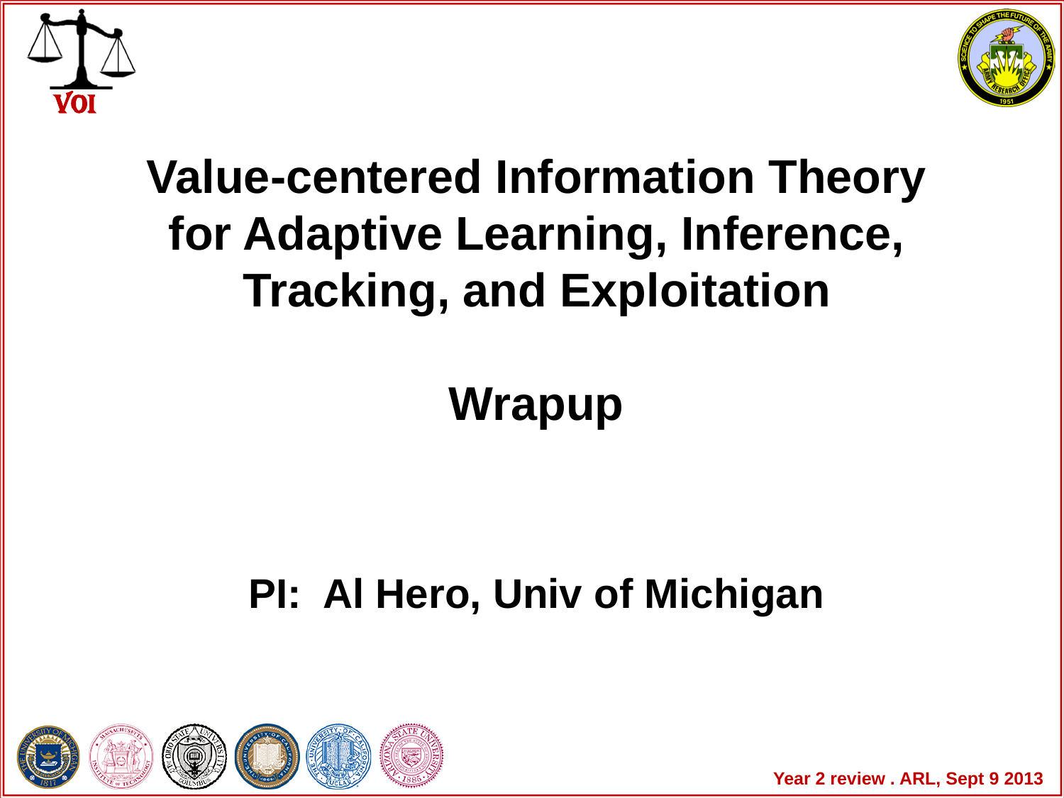# Value-centered Information Theory for Adaptive Learning, Inference, Tracking, and Exploitation

## Wrapup

**PI: Al Hero, Univ of Michigan**

Year 2 review . ARL, Sept 9 2013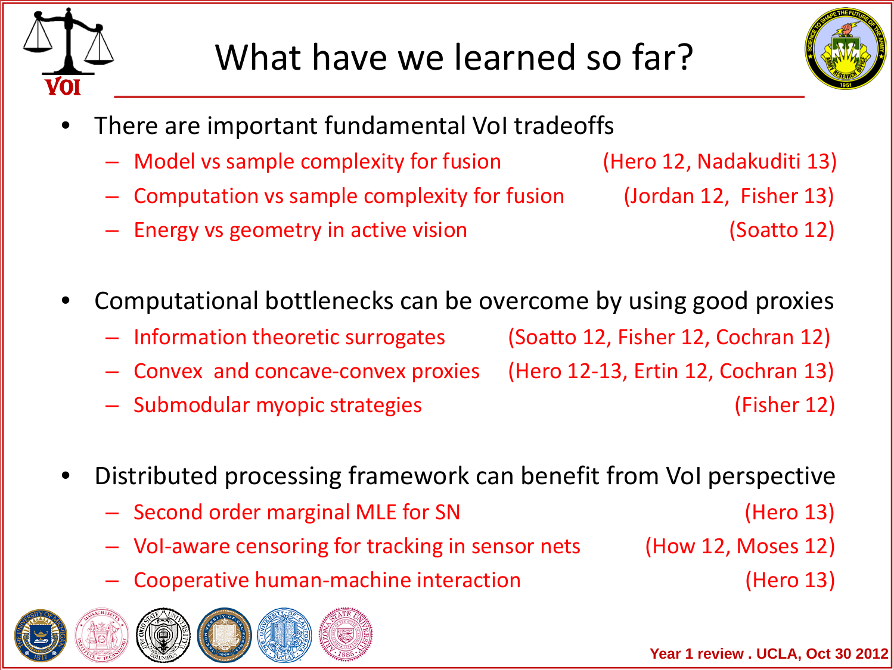# What have we learned so far?

- There are important fundamental VoI tradeoffs
  - Model vs sample complexity for fusion (Hero 12, Nadakuditi 13)
  - Computation vs sample complexity for fusion (Jordan 12, Fisher 13)
  - Energy vs geometry in active vision (Soatto 12)

- Computational bottlenecks can be overcome by using good proxies
  - Information theoretic surrogates (Soatto 12, Fisher 12, Cochran 12)
  - Convex and concave-convex proxies (Hero 12-13, Ertin 12, Cochran 13)
  - Submodular myopic strategies (Fisher 12)

- Distributed processing framework can benefit from VoI perspective
  - Second order marginal MLE for SN (Hero 13)
  - VoI-aware censoring for tracking in sensor nets (How 12, Moses 12)
  - Cooperative human-machine interaction (Hero 13)

Year 1 review . UCLA, Oct 30 2012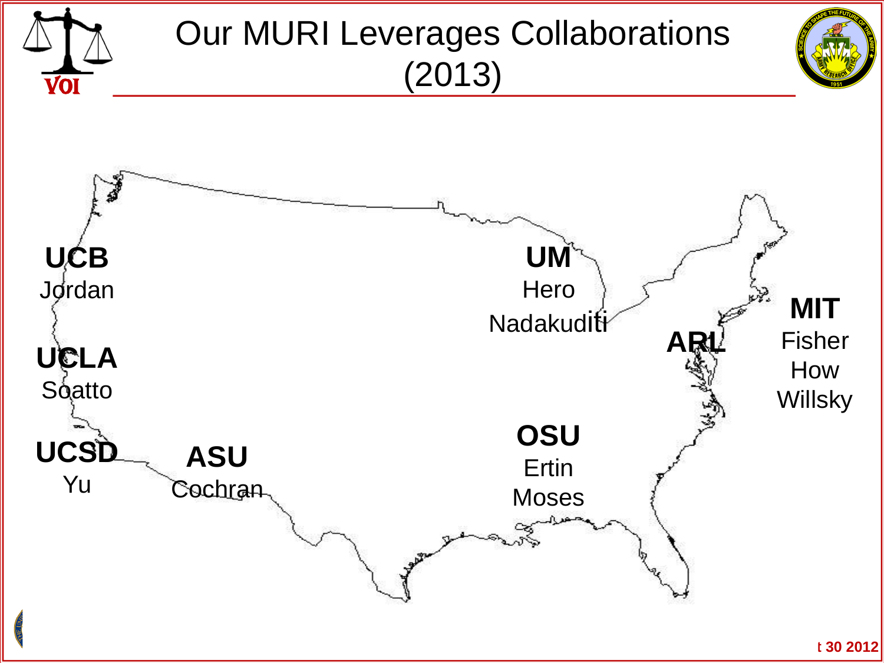# Our MURI Leverages Collaborations (2013)

**UCB**
Jordan

**UCLA**
Soatto

**UCSD**
Yu

**ASU**
Cochran

**UM**
Hero
Nadakuditi

**OSU**
Ertin
Moses

**ARL**

**MIT**
Fisher
How
Willsky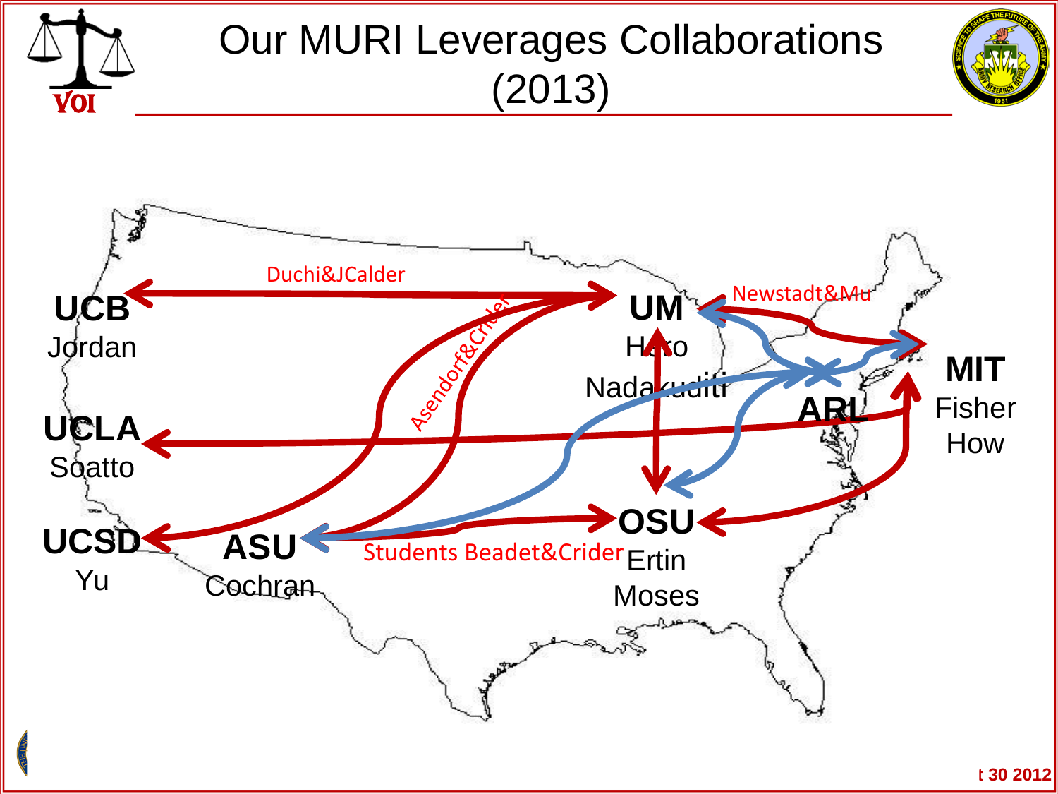# Our MURI Leverages Collaborations (2013)

**UCB**
Jordan

**UCLA**
Soatto

**UCSD**
Yu

**ASU**
Cochran

**UM**
Hero
Nadakuditi

**ARL**

**MIT**
Fisher
How

**OSU**
Ertin
Moses

Duchi&JCalder

Newstadt&Mu

Asendorf&Crider

Students Beadet&Crider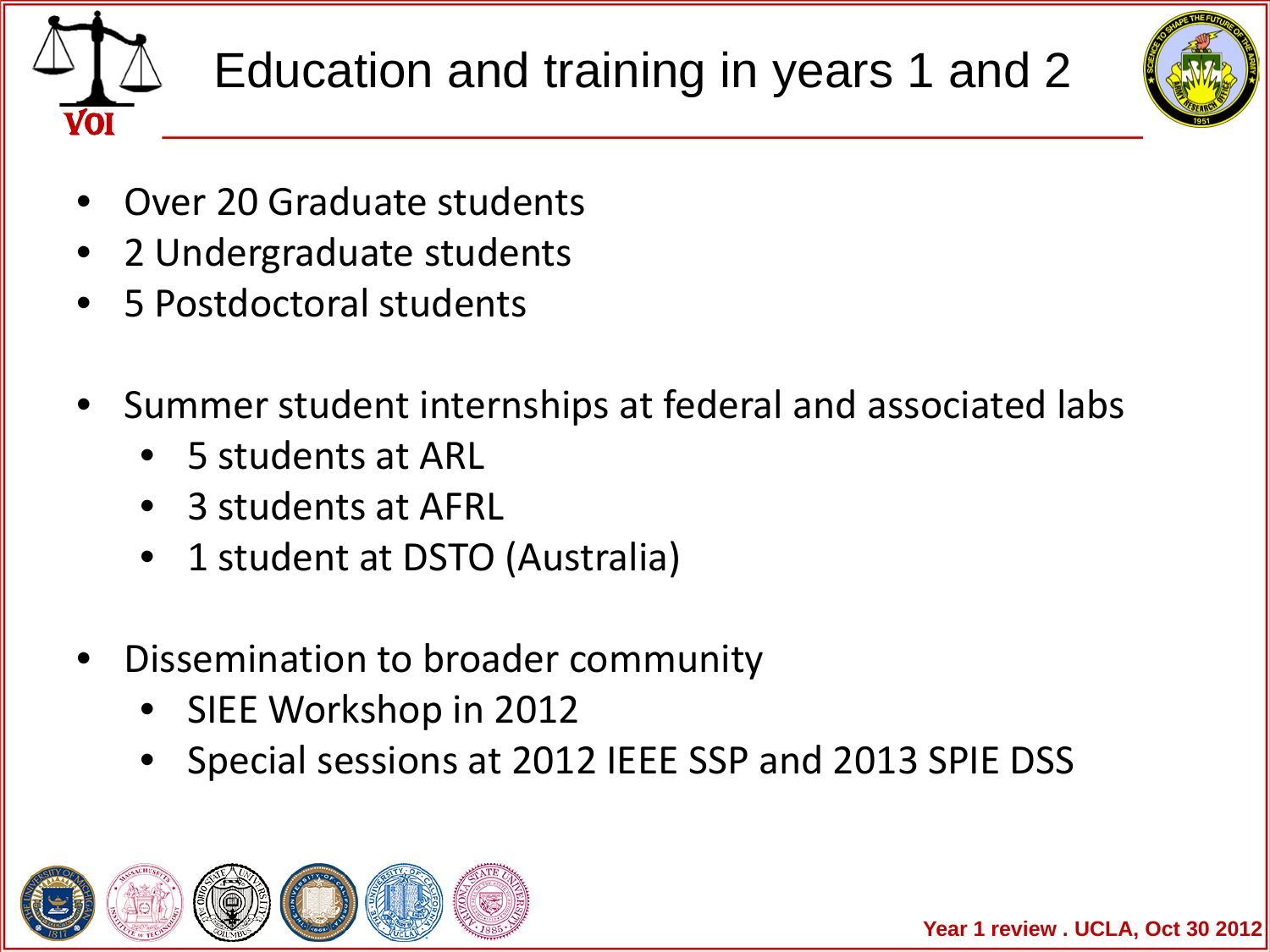# Education and training in years 1 and 2

- Over 20 Graduate students
- 2 Undergraduate students
- 5 Postdoctoral students

- Summer student internships at federal and associated labs
  - 5 students at ARL
  - 3 students at AFRL
  - 1 student at DSTO (Australia)

- Dissemination to broader community
  - SIEE Workshop in 2012
  - Special sessions at 2012 IEEE SSP and 2013 SPIE DSS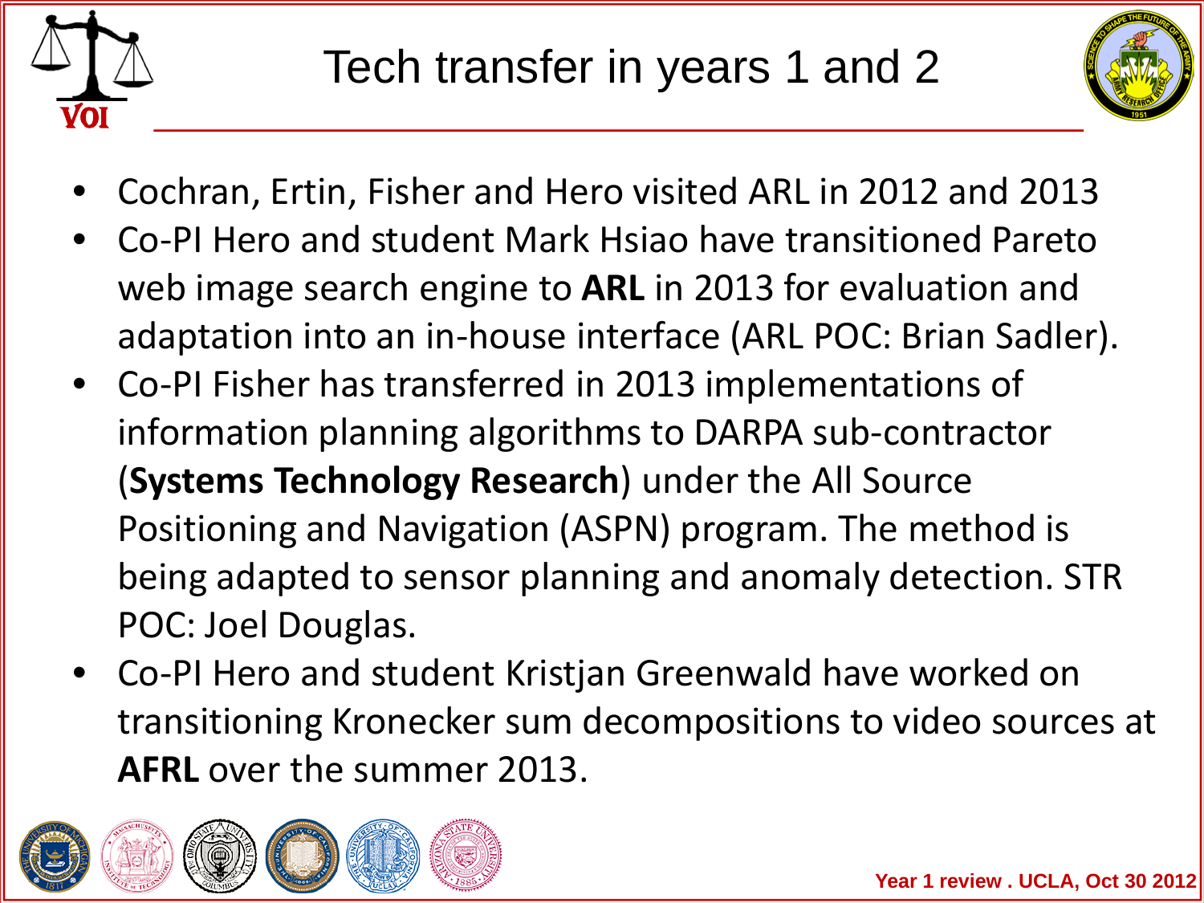# Tech transfer in years 1 and 2

- Cochran, Ertin, Fisher and Hero visited ARL in 2012 and 2013
- Co-PI Hero and student Mark Hsiao have transitioned Pareto web image search engine to **ARL** in 2013 for evaluation and adaptation into an in-house interface (ARL POC: Brian Sadler).
- Co-PI Fisher has transferred in 2013 implementations of information planning algorithms to DARPA sub-contractor (**Systems Technology Research**) under the All Source Positioning and Navigation (ASPN) program. The method is being adapted to sensor planning and anomaly detection. STR POC: Joel Douglas.
- Co-PI Hero and student Kristjan Greenwald have worked on transitioning Kronecker sum decompositions to video sources at **AFRL** over the summer 2013.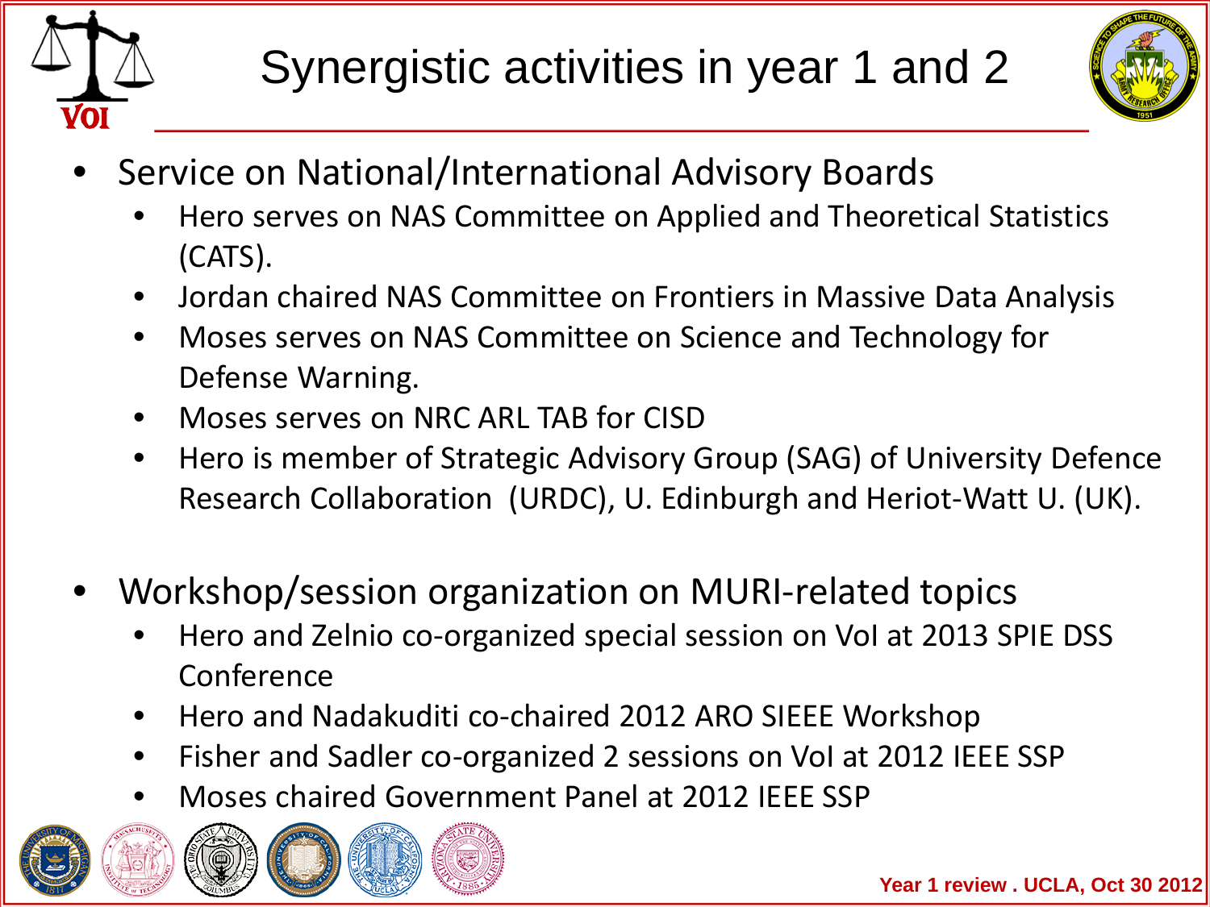# Synergistic activities in year 1 and 2

- Service on National/International Advisory Boards
  - Hero serves on NAS Committee on Applied and Theoretical Statistics (CATS).
  - Jordan chaired NAS Committee on Frontiers in Massive Data Analysis
  - Moses serves on NAS Committee on Science and Technology for Defense Warning.
  - Moses serves on NRC ARL TAB for CISD
  - Hero is member of Strategic Advisory Group (SAG) of University Defence Research Collaboration (URDC), U. Edinburgh and Heriot-Watt U. (UK).

- Workshop/session organization on MURI-related topics
  - Hero and Zelnio co-organized special session on VoI at 2013 SPIE DSS Conference
  - Hero and Nadakuditi co-chaired 2012 ARO SIEEE Workshop
  - Fisher and Sadler co-organized 2 sessions on VoI at 2012 IEEE SSP
  - Moses chaired Government Panel at 2012 IEEE SSP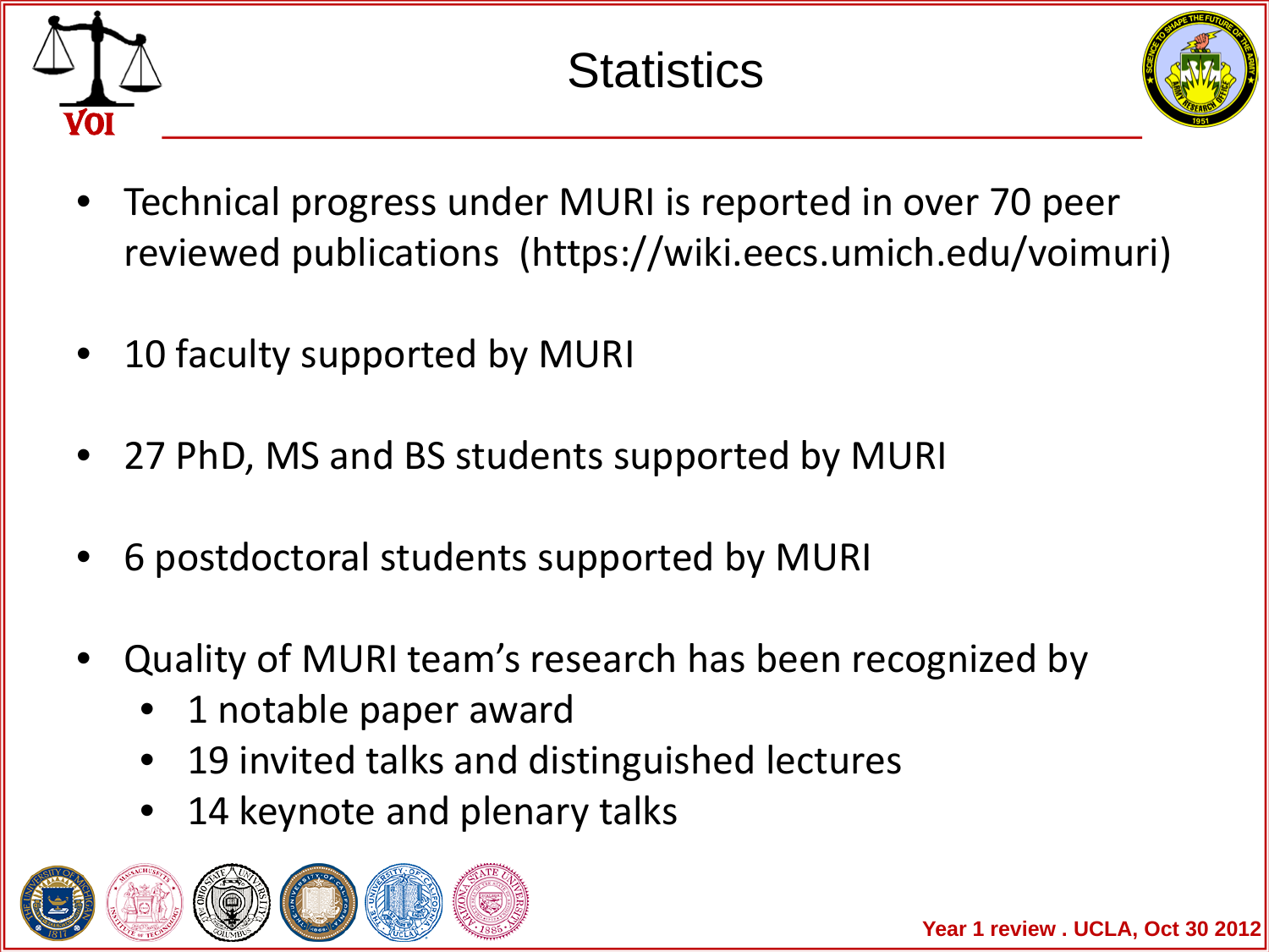# Statistics

- Technical progress under MURI is reported in over 70 peer reviewed publications  (https://wiki.eecs.umich.edu/voimuri)
- 10 faculty supported by MURI
- 27 PhD, MS and BS students supported by MURI
- 6 postdoctoral students supported by MURI
- Quality of MURI team's research has been recognized by
  - 1 notable paper award
  - 19 invited talks and distinguished lectures
  - 14 keynote and plenary talks